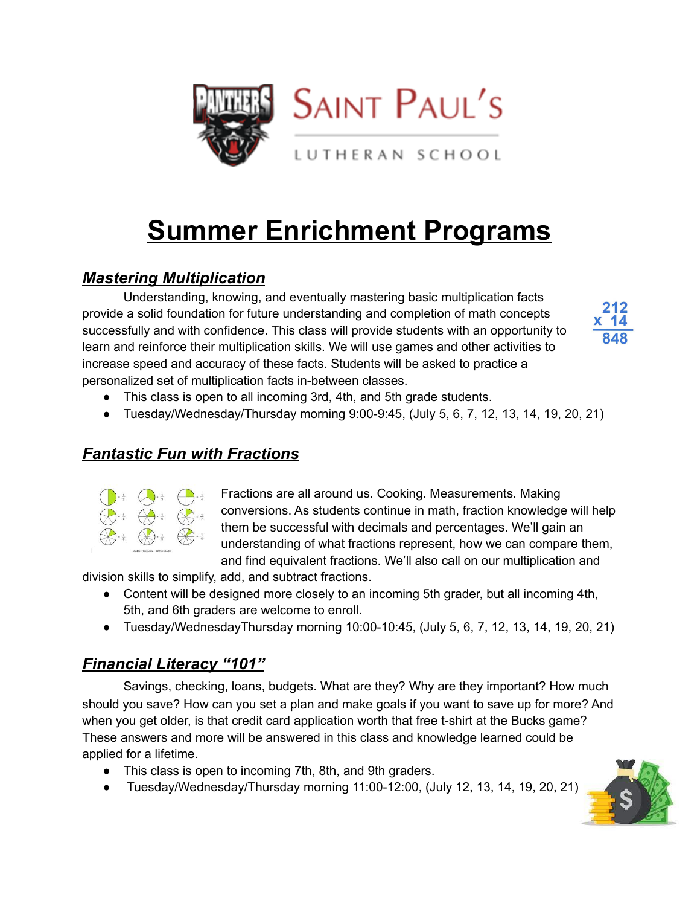SAINT PAUL'S

LUTHERAN SCHOOL

# Summer Enrichment Programs

## ***Mastering Multiplication***

Understanding, knowing, and eventually mastering basic multiplication facts provide a solid foundation for future understanding and completion of math concepts successfully and with confidence. This class will provide students with an opportunity to learn and reinforce their multiplication skills. We will use games and other activities to increase speed and accuracy of these facts. Students will be asked to practice a personalized set of multiplication facts in-between classes.

- This class is open to all incoming 3rd, 4th, and 5th grade students.
- Tuesday/Wednesday/Thursday morning 9:00-9:45, (July 5, 6, 7, 12, 13, 14, 19, 20, 21)

## ***Fantastic Fun with Fractions***

Fractions are all around us. Cooking. Measurements. Making conversions. As students continue in math, fraction knowledge will help them be successful with decimals and percentages. We'll gain an understanding of what fractions represent, how we can compare them, and find equivalent fractions. We'll also call on our multiplication and division skills to simplify, add, and subtract fractions.

- Content will be designed more closely to an incoming 5th grader, but all incoming 4th, 5th, and 6th graders are welcome to enroll.
- Tuesday/WednesdayThursday morning 10:00-10:45, (July 5, 6, 7, 12, 13, 14, 19, 20, 21)

## ***Financial Literacy "101"***

Savings, checking, loans, budgets. What are they? Why are they important? How much should you save? How can you set a plan and make goals if you want to save up for more? And when you get older, is that credit card application worth that free t-shirt at the Bucks game? These answers and more will be answered in this class and knowledge learned could be applied for a lifetime.

- This class is open to incoming 7th, 8th, and 9th graders.
- Tuesday/Wednesday/Thursday morning 11:00-12:00, (July 12, 13, 14, 19, 20, 21)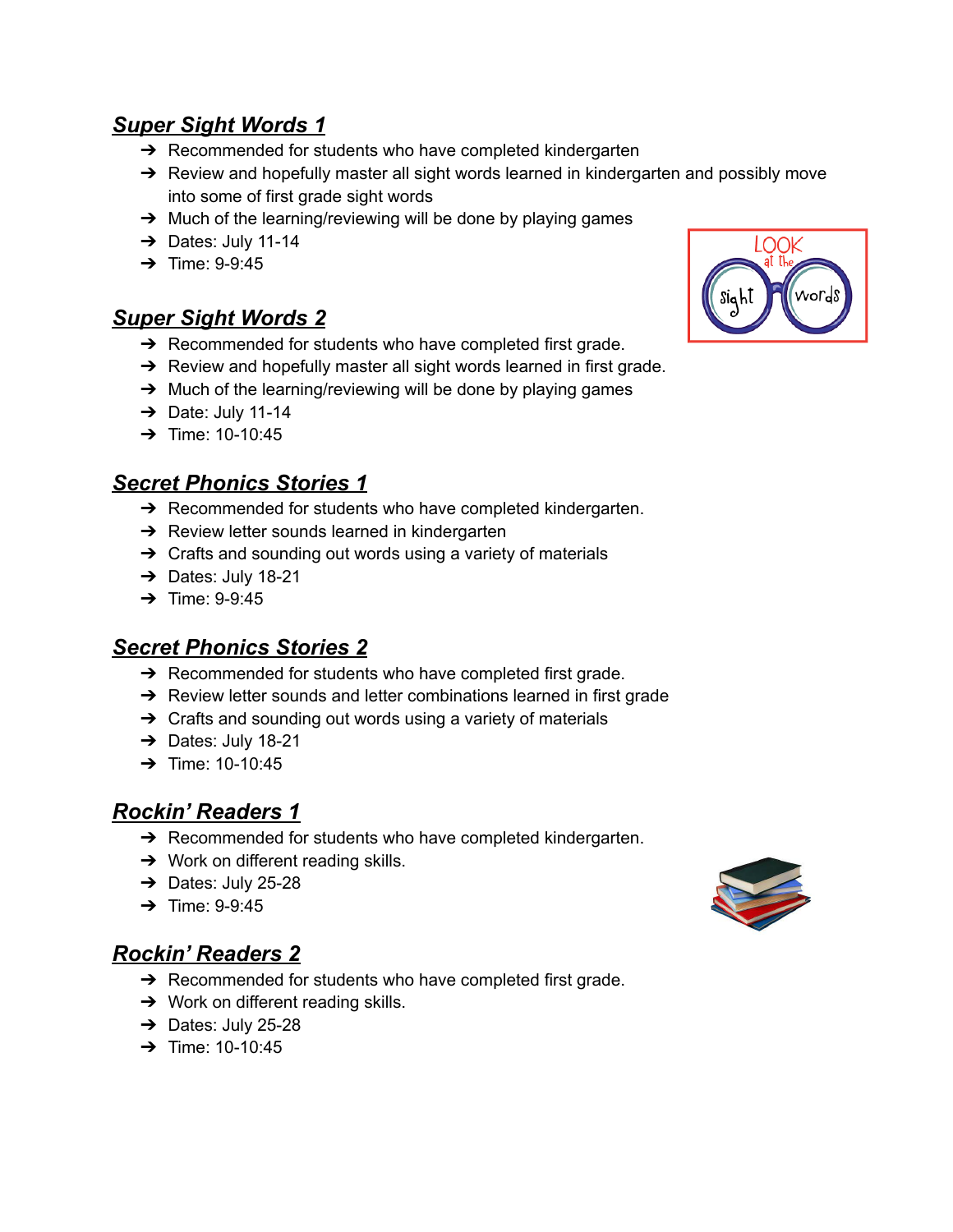## ***Super Sight Words 1***

- Recommended for students who have completed kindergarten
- Review and hopefully master all sight words learned in kindergarten and possibly move into some of first grade sight words
- Much of the learning/reviewing will be done by playing games
- Dates: July 11-14
- Time: 9-9:45

## ***Super Sight Words 2***

- Recommended for students who have completed first grade.
- Review and hopefully master all sight words learned in first grade.
- Much of the learning/reviewing will be done by playing games
- Date: July 11-14
- Time: 10-10:45

## ***Secret Phonics Stories 1***

- Recommended for students who have completed kindergarten.
- Review letter sounds learned in kindergarten
- Crafts and sounding out words using a variety of materials
- Dates: July 18-21
- Time: 9-9:45

## ***Secret Phonics Stories 2***

- Recommended for students who have completed first grade.
- Review letter sounds and letter combinations learned in first grade
- Crafts and sounding out words using a variety of materials
- Dates: July 18-21
- Time: 10-10:45

## ***Rockin' Readers 1***

- Recommended for students who have completed kindergarten.
- Work on different reading skills.
- Dates: July 25-28
- Time: 9-9:45

## ***Rockin' Readers 2***

- Recommended for students who have completed first grade.
- Work on different reading skills.
- Dates: July 25-28
- Time: 10-10:45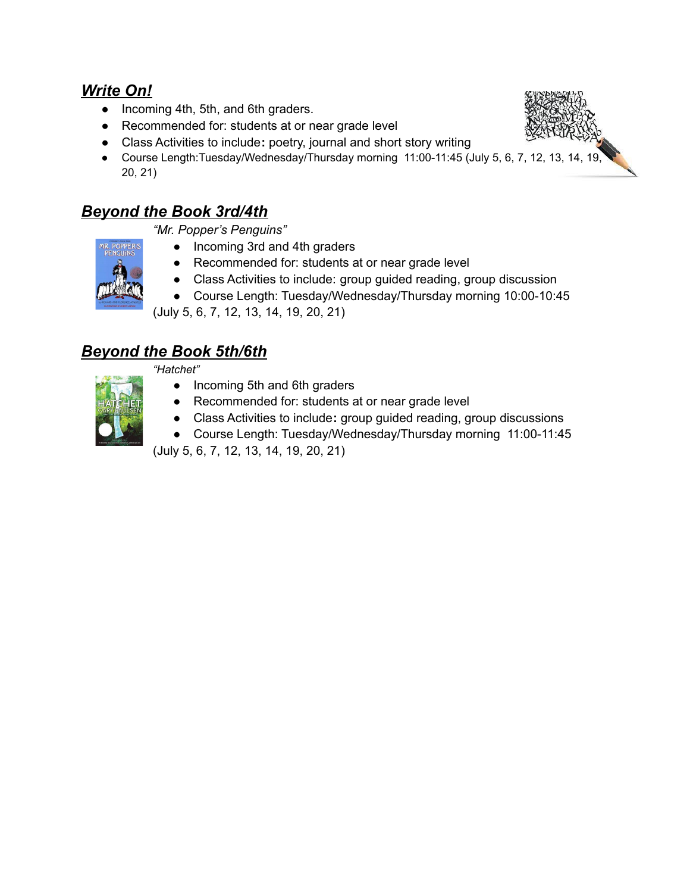## ***Write On!***

- Incoming 4th, 5th, and 6th graders.
- Recommended for: students at or near grade level
- Class Activities to include: poetry, journal and short story writing
- Course Length:Tuesday/Wednesday/Thursday morning 11:00-11:45 (July 5, 6, 7, 12, 13, 14, 19, 20, 21)

## ***Beyond the Book 3rd/4th***

*"Mr. Popper's Penguins"*

- Incoming 3rd and 4th graders
- Recommended for: students at or near grade level
- Class Activities to include: group guided reading, group discussion
- Course Length: Tuesday/Wednesday/Thursday morning 10:00-10:45

(July 5, 6, 7, 12, 13, 14, 19, 20, 21)

## ***Beyond the Book 5th/6th***

*"Hatchet"*

- Incoming 5th and 6th graders
- Recommended for: students at or near grade level
- Class Activities to include: group guided reading, group discussions
- Course Length: Tuesday/Wednesday/Thursday morning 11:00-11:45

(July 5, 6, 7, 12, 13, 14, 19, 20, 21)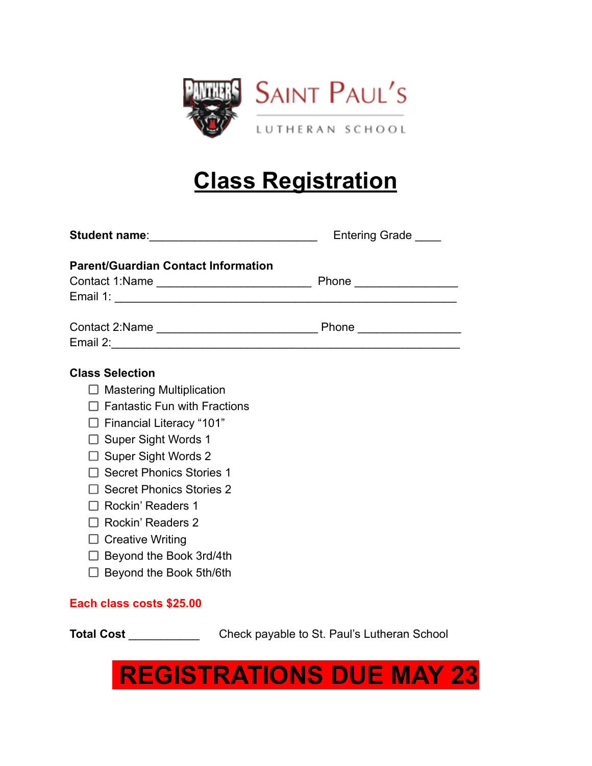PANTHERS

SAINT PAUL'S

LUTHERAN SCHOOL

# Class Registration

**Student name**:__________________________ Entering Grade ____

**Parent/Guardian Contact Information**

Contact 1:Name ________________________ Phone ________________

Email 1: _____________________________________________________

Contact 2:Name _________________________ Phone ________________

Email 2:______________________________________________________

**Class Selection**

- ☐ Mastering Multiplication
- ☐ Fantastic Fun with Fractions
- ☐ Financial Literacy "101"
- ☐ Super Sight Words 1
- ☐ Super Sight Words 2
- ☐ Secret Phonics Stories 1
- ☐ Secret Phonics Stories 2
- ☐ Rockin' Readers 1
- ☐ Rockin' Readers 2
- ☐ Creative Writing
- ☐ Beyond the Book 3rd/4th
- ☐ Beyond the Book 5th/6th

**Each class costs $25.00**

**Total Cost** ___________ Check payable to St. Paul's Lutheran School

# REGISTRATIONS DUE MAY 23